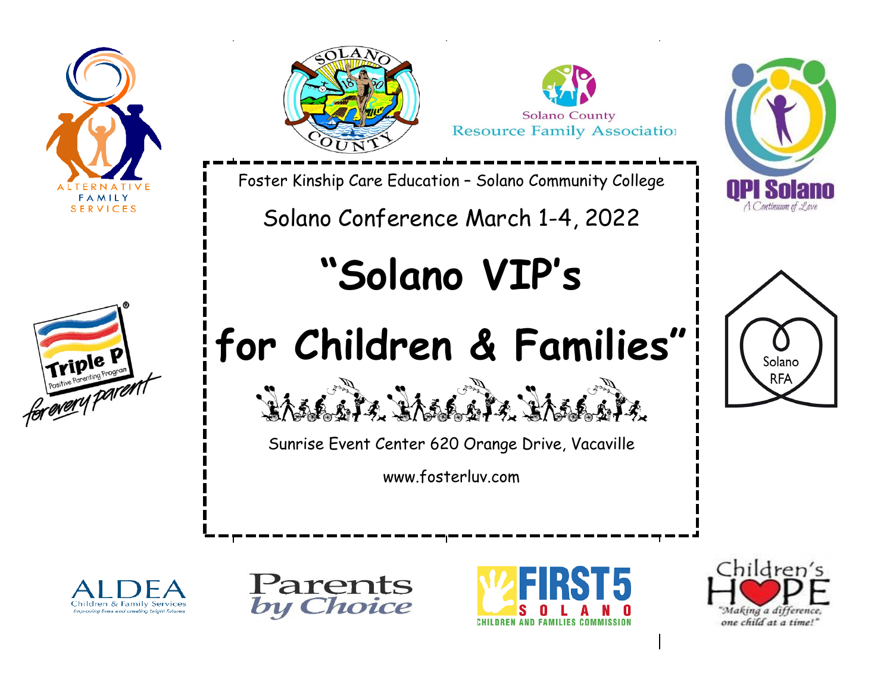Foster Kinship Care Education – Solano Community College

Solano Conference March 1-4, 2022

# "Solano VIP's

# for Children & Families"

Sunrise Event Center 620 Orange Drive, Vacaville

www.fosterluv.com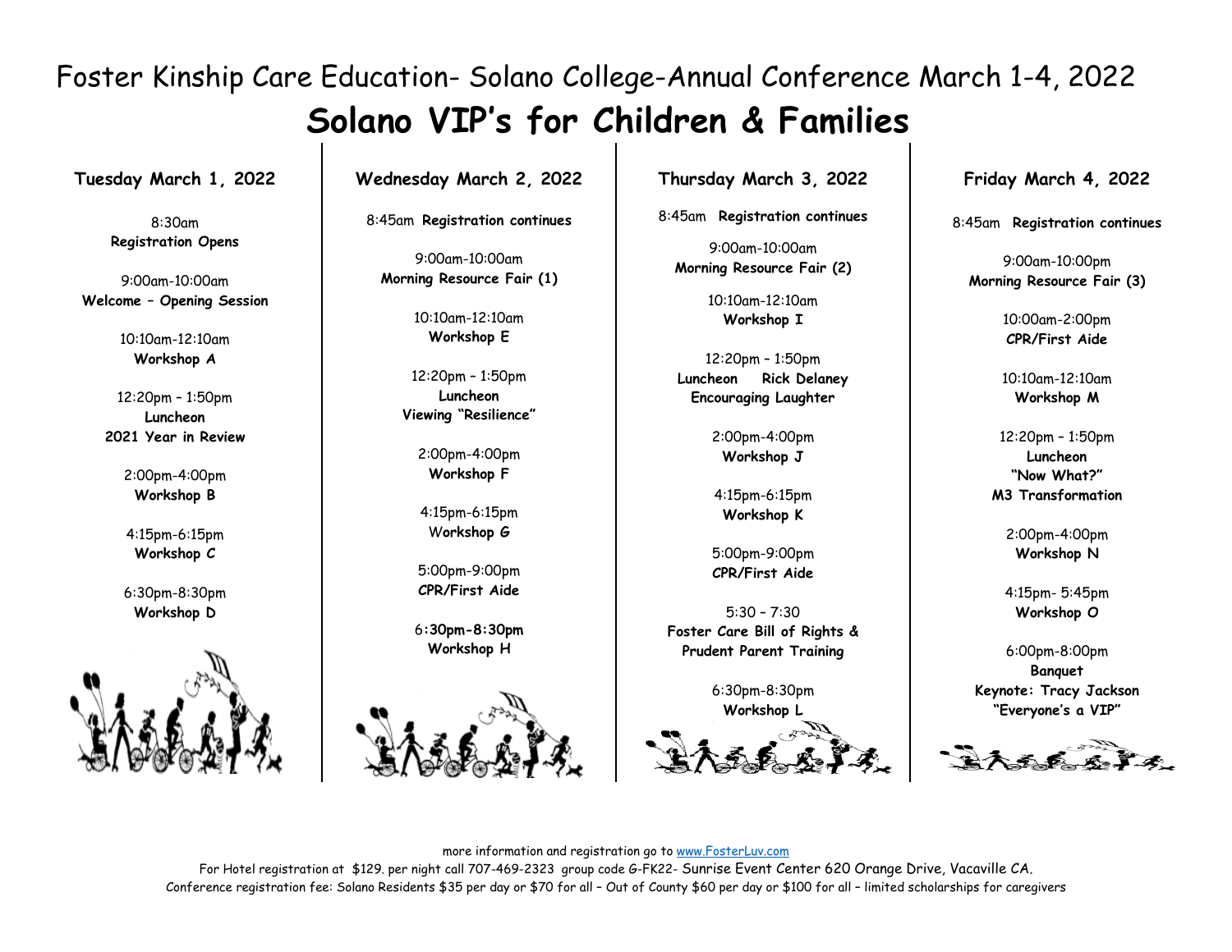# Foster Kinship Care Education- Solano College-Annual Conference March 1-4, 2022

## Solano VIP's for Children & Families

### Tuesday March 1, 2022

8:30am
**Registration Opens**

9:00am-10:00am
**Welcome – Opening Session**

10:10am-12:10am
**Workshop A**

12:20pm – 1:50pm
**Luncheon**
**2021 Year in Review**

2:00pm-4:00pm
**Workshop B**

4:15pm-6:15pm
**Workshop C**

6:30pm-8:30pm
**Workshop D**

### Wednesday March 2, 2022

8:45am **Registration continues**

9:00am-10:00am
**Morning Resource Fair (1)**

10:10am-12:10am
**Workshop E**

12:20pm – 1:50pm
**Luncheon**
**Viewing "Resilience"**

2:00pm-4:00pm
**Workshop F**

4:15pm-6:15pm
Workshop *G*

5:00pm-9:00pm
**CPR/First Aide**

6**:30pm-8:30pm**
**Workshop H**

### Thursday March 3, 2022

8:45am **Registration continues**

9:00am-10:00am
**Morning Resource Fair (2)**

10:10am-12:10am
**Workshop I**

12:20pm – 1:50pm
**Luncheon Rick Delaney**
**Encouraging Laughter**

2:00pm-4:00pm
**Workshop J**

4:15pm-6:15pm
**Workshop K**

5:00pm-9:00pm
**CPR/First Aide**

5:30 – 7:30
**Foster Care Bill of Rights & Prudent Parent Training**

6:30pm-8:30pm
**Workshop L**

### Friday March 4, 2022

8:45am **Registration continues**

9:00am-10:00pm
**Morning Resource Fair (3)**

10:00am-2:00pm
**CPR/First Aide**

10:10am-12:10am
**Workshop M**

12:20pm – 1:50pm
**Luncheon**
**"Now What?"**
**M3 Transformation**

2:00pm-4:00pm
**Workshop N**

4:15pm- 5:45pm
**Workshop O**

6:00pm-8:00pm
**Banquet**
**Keynote: Tracy Jackson**
**"Everyone's a VIP"**

more information and registration go to www.FosterLuv.com

For Hotel registration at $129. per night call 707-469-2323 group code G-FK22- Sunrise Event Center 620 Orange Drive, Vacaville CA.

Conference registration fee: Solano Residents $35 per day or $70 for all – Out of County $60 per day or $100 for all – limited scholarships for caregivers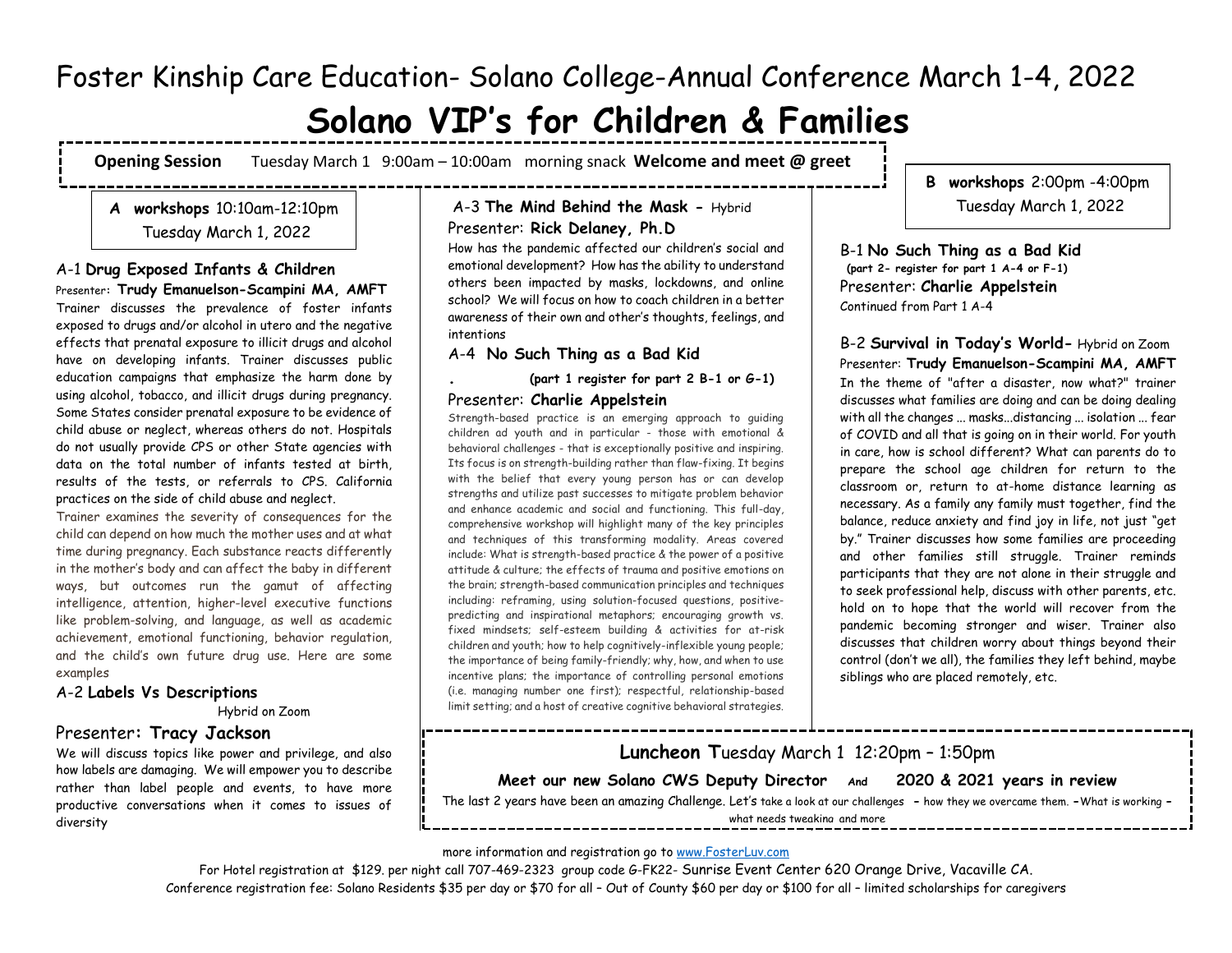# Foster Kinship Care Education- Solano College-Annual Conference March 1-4, 2022

# Solano VIP's for Children & Families

**Opening Session** Tuesday March 1 9:00am – 10:00am morning snack **Welcome and meet @ greet**

## A workshops 10:10am-12:10pm

Tuesday March 1, 2022

### A-1 Drug Exposed Infants & Children

Presenter: **Trudy Emanuelson-Scampini MA, AMFT**

Trainer discusses the prevalence of foster infants exposed to drugs and/or alcohol in utero and the negative effects that prenatal exposure to illicit drugs and alcohol have on developing infants. Trainer discusses public education campaigns that emphasize the harm done by using alcohol, tobacco, and illicit drugs during pregnancy. Some States consider prenatal exposure to be evidence of child abuse or neglect, whereas others do not. Hospitals do not usually provide CPS or other State agencies with data on the total number of infants tested at birth, results of the tests, or referrals to CPS. California practices on the side of child abuse and neglect.

Trainer examines the severity of consequences for the child can depend on how much the mother uses and at what time during pregnancy. Each substance reacts differently in the mother's body and can affect the baby in different ways, but outcomes run the gamut of affecting intelligence, attention, higher-level executive functions like problem-solving, and language, as well as academic achievement, emotional functioning, behavior regulation, and the child's own future drug use. Here are some examples

### A-2 Labels Vs Descriptions

Hybrid on Zoom

Presenter: **Tracy Jackson**

We will discuss topics like power and privilege, and also how labels are damaging. We will empower you to describe rather than label people and events, to have more productive conversations when it comes to issues of diversity

### A-3 The Mind Behind the Mask - Hybrid

Presenter: **Rick Delaney, Ph.D**

How has the pandemic affected our children's social and emotional development? How has the ability to understand others been impacted by masks, lockdowns, and online school? We will focus on how to coach children in a better awareness of their own and other's thoughts, feelings, and intentions

### A-4 No Such Thing as a Bad Kid

. **(part 1 register for part 2 B-1 or G-1)**

Presenter: **Charlie Appelstein**

Strength-based practice is an emerging approach to guiding children ad youth and in particular - those with emotional & behavioral challenges - that is exceptionally positive and inspiring. Its focus is on strength-building rather than flaw-fixing. It begins with the belief that every young person has or can develop strengths and utilize past successes to mitigate problem behavior and enhance academic and social and functioning. This full-day, comprehensive workshop will highlight many of the key principles and techniques of this transforming modality. Areas covered include: What is strength-based practice & the power of a positive attitude & culture; the effects of trauma and positive emotions on the brain; strength-based communication principles and techniques including: reframing, using solution-focused questions, positive-predicting and inspirational metaphors; encouraging growth vs. fixed mindsets; self-esteem building & activities for at-risk children and youth; how to help cognitively-inflexible young people; the importance of being family-friendly; why, how, and when to use incentive plans; the importance of controlling personal emotions (i.e. managing number one first); respectful, relationship-based limit setting; and a host of creative cognitive behavioral strategies.

## B workshops 2:00pm -4:00pm

Tuesday March 1, 2022

### B-1 No Such Thing as a Bad Kid

**(part 2- register for part 1 A-4 or F-1)**

Presenter: **Charlie Appelstein**

Continued from Part 1 A-4

### B-2 Survival in Today's World- Hybrid on Zoom

Presenter: **Trudy Emanuelson-Scampini MA, AMFT**

In the theme of "after a disaster, now what?" trainer discusses what families are doing and can be doing dealing with all the changes ... masks...distancing ... isolation ... fear of COVID and all that is going on in their world. For youth in care, how is school different? What can parents do to prepare the school age children for return to the classroom or, return to at-home distance learning as necessary. As a family any family must together, find the balance, reduce anxiety and find joy in life, not just "get by." Trainer discusses how some families are proceeding and other families still struggle. Trainer reminds participants that they are not alone in their struggle and to seek professional help, discuss with other parents, etc. hold on to hope that the world will recover from the pandemic becoming stronger and wiser. Trainer also discusses that children worry about things beyond their control (don't we all), the families they left behind, maybe siblings who are placed remotely, etc.

## Luncheon Tuesday March 1 12:20pm – 1:50pm

**Meet our new Solano CWS Deputy Director And 2020 & 2021 years in review**

The last 2 years have been an amazing Challenge. Let's take a look at our challenges – how they we overcame them. –What is working – what needs tweaking and more

more information and registration go to www.FosterLuv.com

For Hotel registration at $129. per night call 707-469-2323 group code G-FK22- Sunrise Event Center 620 Orange Drive, Vacaville CA.

Conference registration fee: Solano Residents $35 per day or $70 for all – Out of County $60 per day or $100 for all – limited scholarships for caregivers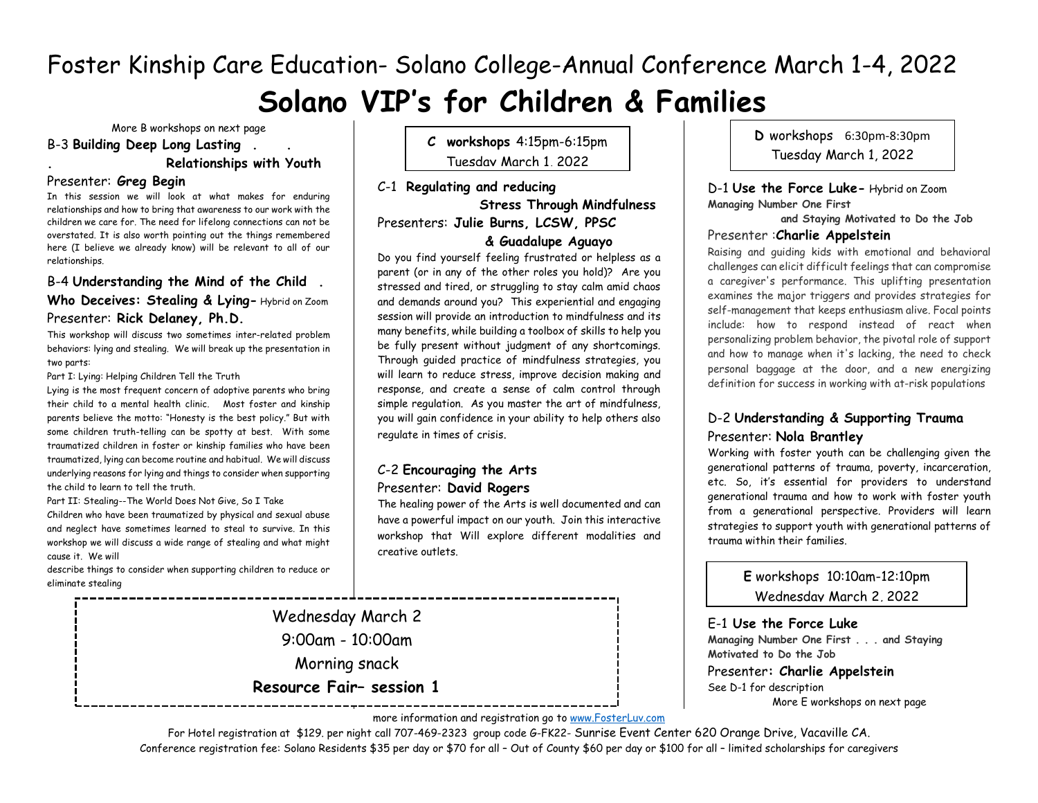# Foster Kinship Care Education- Solano College-Annual Conference March 1-4, 2022

# Solano VIP's for Children & Families

More B workshops on next page

### B-3 **Building Deep Long Lasting Relationships with Youth**

Presenter: **Greg Begin**

In this session we will look at what makes for enduring relationships and how to bring that awareness to our work with the children we care for. The need for lifelong connections can not be overstated. It is also worth pointing out the things remembered here (I believe we already know) will be relevant to all of our relationships.

### B-4 **Understanding the Mind of the Child Who Deceives: Stealing & Lying**– Hybrid on Zoom

Presenter: **Rick Delaney, Ph.D.**

This workshop will discuss two sometimes inter-related problem behaviors: lying and stealing. We will break up the presentation in two parts:

Part I: Lying: Helping Children Tell the Truth

Lying is the most frequent concern of adoptive parents who bring their child to a mental health clinic. Most foster and kinship parents believe the motto: "Honesty is the best policy." But with some children truth-telling can be spotty at best. With some traumatized children in foster or kinship families who have been traumatized, lying can become routine and habitual. We will discuss underlying reasons for lying and things to consider when supporting the child to learn to tell the truth.

Part II: Stealing--The World Does Not Give, So I Take

Children who have been traumatized by physical and sexual abuse and neglect have sometimes learned to steal to survive. In this workshop we will discuss a wide range of stealing and what might cause it. We will describe things to consider when supporting children to reduce or eliminate stealing

## **C workshops** 4:15pm-6:15pm Tuesday March 1, 2022

### C-1 **Regulating and reducing Stress Through Mindfulness**

Presenters: **Julie Burns, LCSW, PPSC & Guadalupe Aguayo**

Do you find yourself feeling frustrated or helpless as a parent (or in any of the other roles you hold)? Are you stressed and tired, or struggling to stay calm amid chaos and demands around you? This experiential and engaging session will provide an introduction to mindfulness and its many benefits, while building a toolbox of skills to help you be fully present without judgment of any shortcomings. Through guided practice of mindfulness strategies, you will learn to reduce stress, improve decision making and response, and create a sense of calm control through simple regulation. As you master the art of mindfulness, you will gain confidence in your ability to help others also regulate in times of crisis.

### C-2 **Encouraging the Arts**

Presenter: **David Rogers**

The healing power of the Arts is well documented and can have a powerful impact on our youth. Join this interactive workshop that Will explore different modalities and creative outlets.

## **D** workshops 6:30pm-8:30pm Tuesday March 1, 2022

### D-1 **Use the Force Luke**- Hybrid on Zoom

**Managing Number One First and Staying Motivated to Do the Job**

Presenter :**Charlie Appelstein**

Raising and guiding kids with emotional and behavioral challenges can elicit difficult feelings that can compromise a caregiver's performance. This uplifting presentation examines the major triggers and provides strategies for self-management that keeps enthusiasm alive. Focal points include: how to respond instead of react when personalizing problem behavior, the pivotal role of support and how to manage when it's lacking, the need to check personal baggage at the door, and a new energizing definition for success in working with at-risk populations

### D-2 **Understanding & Supporting Trauma**

Presenter: **Nola Brantley**

Working with foster youth can be challenging given the generational patterns of trauma, poverty, incarceration, etc. So, it's essential for providers to understand generational trauma and how to work with foster youth from a generational perspective. Providers will learn strategies to support youth with generational patterns of trauma within their families.

Wednesday March 2

9:00am - 10:00am

Morning snack

**Resource Fair– session 1**

## **E** workshops 10:10am-12:10pm Wednesday March 2, 2022

### E-1 **Use the Force Luke**

**Managing Number One First . . . and Staying Motivated to Do the Job**

Presenter**: Charlie Appelstein**

See D-1 for description

More E workshops on next page

more information and registration go to www.FosterLuv.com

For Hotel registration at $129. per night call 707-469-2323 group code G-FK22- Sunrise Event Center 620 Orange Drive, Vacaville CA.

Conference registration fee: Solano Residents $35 per day or $70 for all – Out of County $60 per day or $100 for all – limited scholarships for caregivers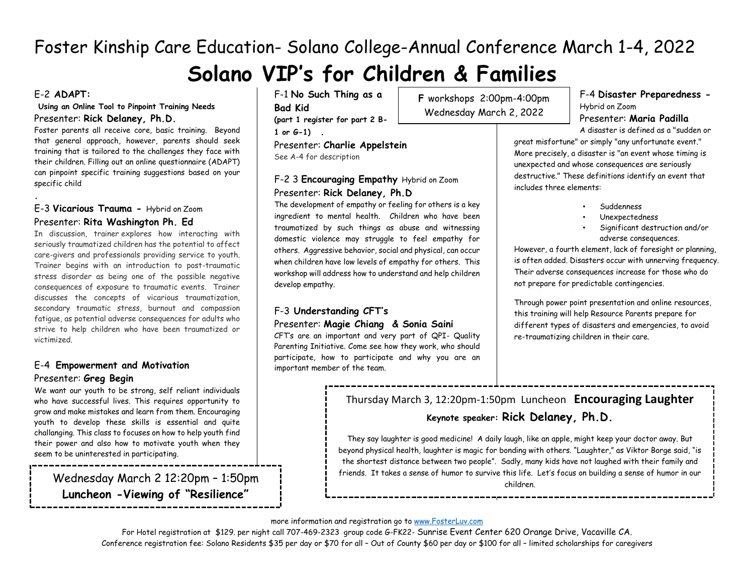# Foster Kinship Care Education- Solano College-Annual Conference March 1-4, 2022

# Solano VIP's for Children & Families

### E-2 **ADAPT:**

**Using an Online Tool to Pinpoint Training Needs**

Presenter: **Rick Delaney, Ph.D.**

Foster parents all receive core, basic training. Beyond that general approach, however, parents should seek training that is tailored to the challenges they face with their children. Filling out an online questionnaire (ADAPT) can pinpoint specific training suggestions based on your specific child

.

### E-3 **Vicarious Trauma -** Hybrid on Zoom

Presenter: **Rita Washington Ph. Ed**

In discussion, trainer explores how interacting with seriously traumatized children has the potential to affect care-givers and professionals providing service to youth. Trainer begins with an introduction to post-traumatic stress disorder as being one of the possible negative consequences of exposure to traumatic events. Trainer discusses the concepts of vicarious traumatization, secondary traumatic stress, burnout and compassion fatigue, as potential adverse consequences for adults who strive to help children who have been traumatized or victimized.

### E-4 **Empowerment and Motivation**

Presenter: **Greg Begin**

We want our youth to be strong, self reliant individuals who have successful lives. This requires opportunity to grow and make mistakes and learn from them. Encouraging youth to develop these skills is essential and quite challanging. This class to focuses on how to help youth find their power and also how to motivate youth when they seem to be uninterested in participating.

Wednesday March 2 12:20pm – 1:50pm
**Luncheon -Viewing of "Resilience"**

**F** workshops 2:00pm-4:00pm
Wednesday March 2, 2022

### F-1 **No Such Thing as a Bad Kid**

**(part 1 register for part 2 B-1 or G-1) .**

Presenter: **Charlie Appelstein**

See A-4 for description

### F-2 3 **Encouraging Empathy** Hybrid on Zoom

Presenter: **Rick Delaney, Ph.D**

The development of empathy or feeling for others is a key ingredient to mental health. Children who have been traumatized by such things as abuse and witnessing domestic violence may struggle to feel empathy for others. Aggressive behavior, social and physical, can occur when children have low levels of empathy for others. This workshop will address how to understand and help children develop empathy.

### F-3 **Understanding CFT's**

Presenter: **Magie Chiang & Sonia Saini**

CFT's are an important and very part of QPI- Quality Parenting Initiative. Come see how they work, who should participate, how to participate and why you are an important member of the team.

### F-4 **Disaster Preparedness -** Hybrid on Zoom

Presenter: **Maria Padilla**

A disaster is defined as a "sudden or great misfortune" or simply "any unfortunate event." More precisely, a disaster is "an event whose timing is unexpected and whose consequences are seriously destructive." These definitions identify an event that includes three elements:

- Suddenness
- Unexpectedness
- Significant destruction and/or adverse consequences.

However, a fourth element, lack of foresight or planning, is often added. Disasters occur with unnerving frequency. Their adverse consequences increase for those who do not prepare for predictable contingencies.

Through power point presentation and online resources, this training will help Resource Parents prepare for different types of disasters and emergencies, to avoid re-traumatizing children in their care.

Thursday March 3, 12:20pm-1:50pm Luncheon **Encouraging Laughter**

**Keynote speaker: Rick Delaney, Ph.D.**

They say laughter is good medicine! A daily laugh, like an apple, might keep your doctor away. But beyond physical health, laughter is magic for bonding with others. "Laughter," as Viktor Borge said, "is the shortest distance between two people". Sadly, many kids have not laughed with their family and friends. It takes a sense of humor to survive this life. Let's focus on building a sense of humor in our children.

more information and registration go to www.FosterLuv.com

For Hotel registration at $129. per night call 707-469-2323 group code G-FK22- Sunrise Event Center 620 Orange Drive, Vacaville CA.

Conference registration fee: Solano Residents $35 per day or $70 for all – Out of County $60 per day or $100 for all – limited scholarships for caregivers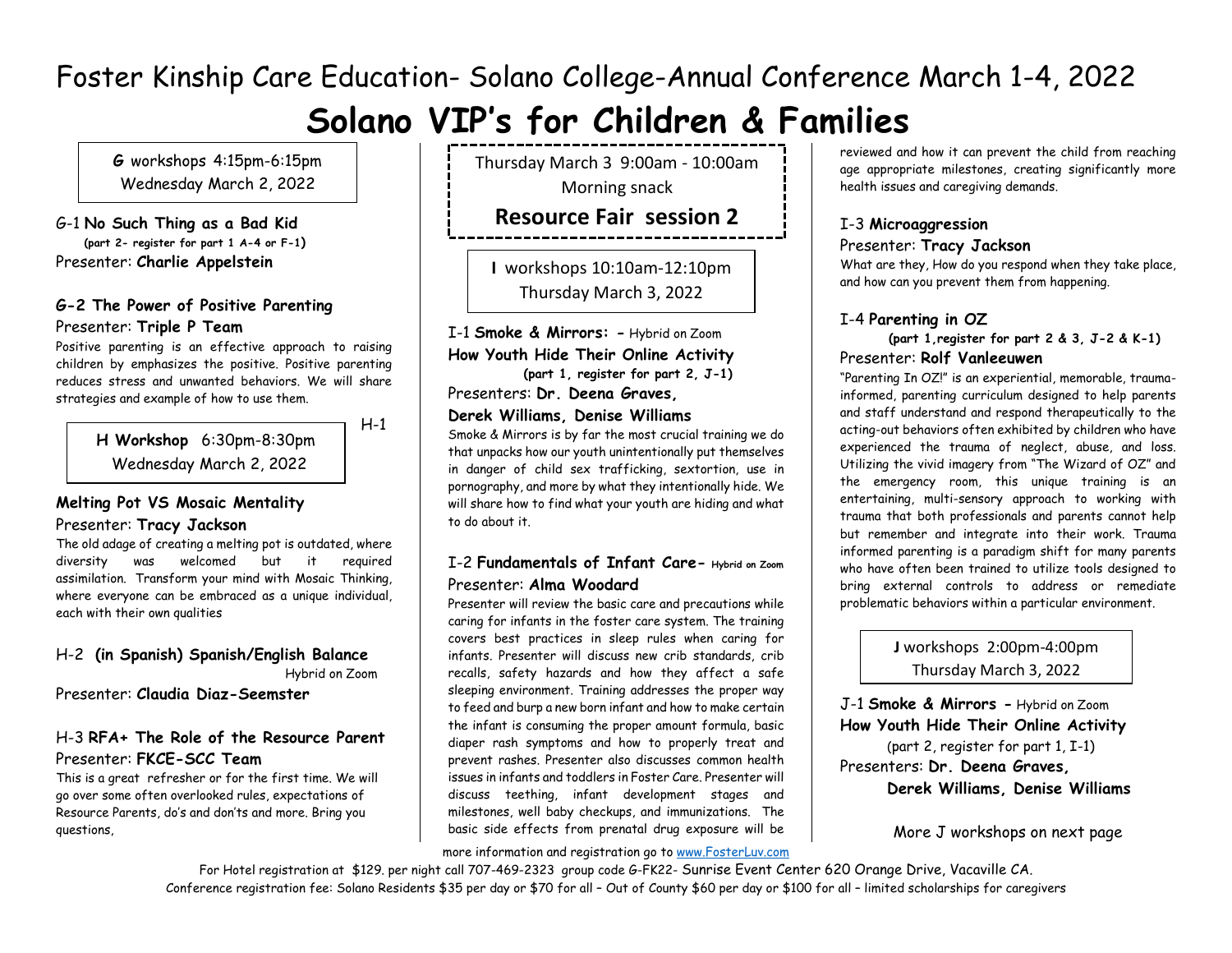// Conference heading
# Foster Kinship Care Education- Solano College-Annual Conference March 1-4, 2022

# Solano VIP's for Children & Families

**G** workshops 4:15pm-6:15pm
Wednesday March 2, 2022

G-1 **No Such Thing as a Bad Kid**
**(part 2- register for part 1 A-4 or F-1)**
Presenter: **Charlie Appelstein**

**G-2 The Power of Positive Parenting**
Presenter: **Triple P Team**
Positive parenting is an effective approach to raising children by emphasizes the positive. Positive parenting reduces stress and unwanted behaviors. We will share strategies and example of how to use them.

**H Workshop** 6:30pm-8:30pm
Wednesday March 2, 2022

H-1
**Melting Pot VS Mosaic Mentality**
Presenter: **Tracy Jackson**
The old adage of creating a melting pot is outdated, where diversity was welcomed but it required assimilation. Transform your mind with Mosaic Thinking, where everyone can be embraced as a unique individual, each with their own qualities

H-2 **(in Spanish) Spanish/English Balance**
Hybrid on Zoom
Presenter: **Claudia Diaz-Seemster**

H-3 **RFA+ The Role of the Resource Parent**
Presenter: **FKCE-SCC Team**
This is a great refresher or for the first time. We will go over some often overlooked rules, expectations of Resource Parents, do's and don'ts and more. Bring you questions,

Thursday March 3 9:00am - 10:00am
Morning snack

**Resource Fair session 2**

**I** workshops 10:10am-12:10pm
Thursday March 3, 2022

I-1 **Smoke & Mirrors: -** Hybrid on Zoom
**How Youth Hide Their Online Activity**
**(part 1, register for part 2, J-1)**
Presenters: **Dr. Deena Graves, Derek Williams, Denise Williams**
Smoke & Mirrors is by far the most crucial training we do that unpacks how our youth unintentionally put themselves in danger of child sex trafficking, sextortion, use in pornography, and more by what they intentionally hide. We will share how to find what your youth are hiding and what to do about it.

I-2 **Fundamentals of Infant Care-** **Hybrid on Zoom**
Presenter: **Alma Woodard**
Presenter will review the basic care and precautions while caring for infants in the foster care system. The training covers best practices in sleep rules when caring for infants. Presenter will discuss new crib standards, crib recalls, safety hazards and how they affect a safe sleeping environment. Training addresses the proper way to feed and burp a new born infant and how to make certain the infant is consuming the proper amount formula, basic diaper rash symptoms and how to properly treat and prevent rashes. Presenter also discusses common health issues in infants and toddlers in Foster Care. Presenter will discuss teething, infant development stages and milestones, well baby checkups, and immunizations. The basic side effects from prenatal drug exposure will be reviewed and how it can prevent the child from reaching age appropriate milestones, creating significantly more health issues and caregiving demands.

I-3 **Microaggression**
Presenter: **Tracy Jackson**
What are they, How do you respond when they take place, and how can you prevent them from happening.

I-4 **Parenting in OZ**
**(part 1,register for part 2 & 3, J-2 & K-1)**
Presenter: **Rolf Vanleeuwen**
"Parenting In OZ!" is an experiential, memorable, trauma-informed, parenting curriculum designed to help parents and staff understand and respond therapeutically to the acting-out behaviors often exhibited by children who have experienced the trauma of neglect, abuse, and loss. Utilizing the vivid imagery from "The Wizard of OZ" and the emergency room, this unique training is an entertaining, multi-sensory approach to working with trauma that both professionals and parents cannot help but remember and integrate into their work. Trauma informed parenting is a paradigm shift for many parents who have often been trained to utilize tools designed to bring external controls to address or remediate problematic behaviors within a particular environment.

**J** workshops 2:00pm-4:00pm
Thursday March 3, 2022

J-1 **Smoke & Mirrors -** Hybrid on Zoom
**How Youth Hide Their Online Activity**
(part 2, register for part 1, I-1)
Presenters: **Dr. Deena Graves, Derek Williams, Denise Williams**

More J workshops on next page

more information and registration go to www.FosterLuv.com

For Hotel registration at $129. per night call 707-469-2323 group code G-FK22- Sunrise Event Center 620 Orange Drive, Vacaville CA.
Conference registration fee: Solano Residents $35 per day or $70 for all – Out of County $60 per day or $100 for all – limited scholarships for caregivers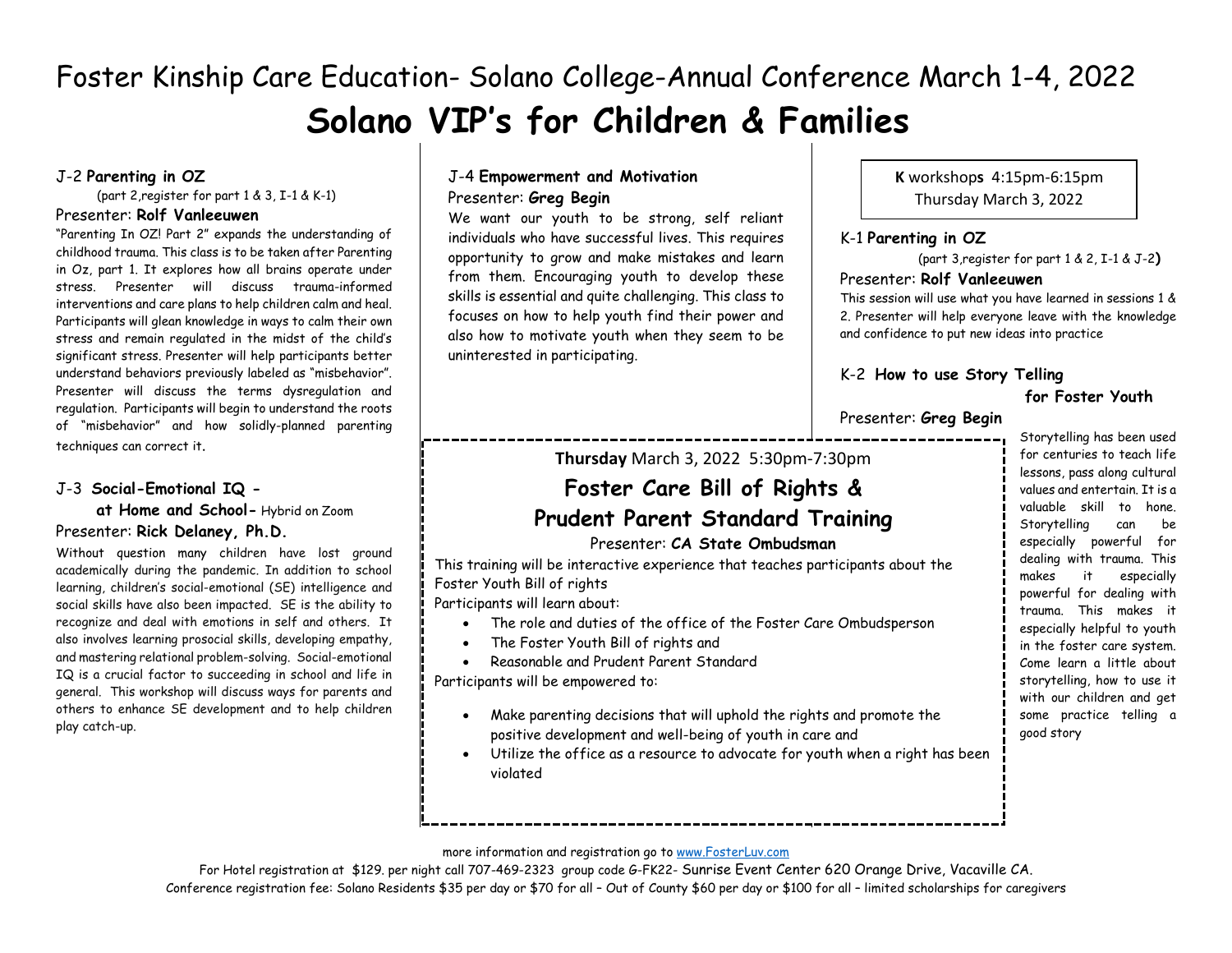# Foster Kinship Care Education- Solano College-Annual Conference March 1-4, 2022

# Solano VIP's for Children & Families

### J-2 **Parenting in OZ**

(part 2,register for part 1 & 3, I-1 & K-1)

Presenter: **Rolf Vanleeuwen**

"Parenting In OZ! Part 2" expands the understanding of childhood trauma. This class is to be taken after Parenting in Oz, part 1. It explores how all brains operate under stress. Presenter will discuss trauma-informed interventions and care plans to help children calm and heal. Participants will glean knowledge in ways to calm their own stress and remain regulated in the midst of the child's significant stress. Presenter will help participants better understand behaviors previously labeled as "misbehavior". Presenter will discuss the terms dysregulation and regulation. Participants will begin to understand the roots of "misbehavior" and how solidly-planned parenting techniques can correct it.

### J-3 **Social-Emotional IQ - at Home and School-** Hybrid on Zoom

Presenter: **Rick Delaney, Ph.D.**

Without question many children have lost ground academically during the pandemic. In addition to school learning, children's social-emotional (SE) intelligence and social skills have also been impacted. SE is the ability to recognize and deal with emotions in self and others. It also involves learning prosocial skills, developing empathy, and mastering relational problem-solving. Social-emotional IQ is a crucial factor to succeeding in school and life in general. This workshop will discuss ways for parents and others to enhance SE development and to help children play catch-up.

### J-4 **Empowerment and Motivation**

Presenter: **Greg Begin**

We want our youth to be strong, self reliant individuals who have successful lives. This requires opportunity to grow and make mistakes and learn from them. Encouraging youth to develop these skills is essential and quite challenging. This class to focuses on how to help youth find their power and also how to motivate youth when they seem to be uninterested in participating.

**K** workshops 4:15pm-6:15pm
Thursday March 3, 2022

### K-1 **Parenting in OZ**

(part 3,register for part 1 & 2, I-1 & J-2**)**

Presenter: **Rolf Vanleeuwen**

This session will use what you have learned in sessions 1 & 2. Presenter will help everyone leave with the knowledge and confidence to put new ideas into practice

### K-2 **How to use Story Telling for Foster Youth**

Presenter: **Greg Begin**

Storytelling has been used for centuries to teach life lessons, pass along cultural values and entertain. It is a valuable skill to hone. Storytelling can be especially powerful for dealing with trauma. This makes it especially powerful for dealing with trauma. This makes it especially helpful to youth in the foster care system. Come learn a little about storytelling, how to use it with our children and get some practice telling a good story

**Thursday** March 3, 2022 5:30pm-7:30pm

## Foster Care Bill of Rights & Prudent Parent Standard Training

Presenter: **CA State Ombudsman**

This training will be interactive experience that teaches participants about the Foster Youth Bill of rights

Participants will learn about:

- The role and duties of the office of the Foster Care Ombudsperson
- The Foster Youth Bill of rights and
- Reasonable and Prudent Parent Standard

Participants will be empowered to:

- Make parenting decisions that will uphold the rights and promote the positive development and well-being of youth in care and
- Utilize the office as a resource to advocate for youth when a right has been violated

more information and registration go to www.FosterLuv.com

For Hotel registration at $129. per night call 707-469-2323 group code G-FK22- Sunrise Event Center 620 Orange Drive, Vacaville CA.

Conference registration fee: Solano Residents $35 per day or $70 for all – Out of County $60 per day or $100 for all – limited scholarships for caregivers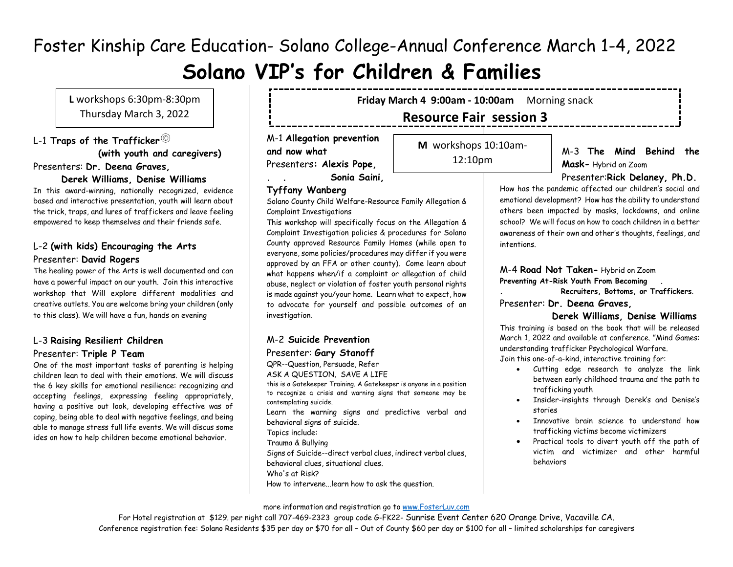# Foster Kinship Care Education- Solano College-Annual Conference March 1-4, 2022

# Solano VIP's for Children & Families

**L** workshops 6:30pm-8:30pm
Thursday March 3, 2022

### L-1 **Traps of the Trafficker**© **(with youth and caregivers)**

Presenters: **Dr. Deena Graves, Derek Williams, Denise Williams**

In this award-winning, nationally recognized, evidence based and interactive presentation, youth will learn about the trick, traps, and lures of traffickers and leave feeling empowered to keep themselves and their friends safe.

### L-2 **(with kids) Encouraging the Arts**

Presenter: **David Rogers**

The healing power of the Arts is well documented and can have a powerful impact on our youth. Join this interactive workshop that Will explore different modalities and creative outlets. You are welcome bring your children (only to this class). We will have a fun, hands on evening

### L-3 **Raising Resilient Children**

Presenter: **Triple P Team**

One of the most important tasks of parenting is helping children lean to deal with their emotions. We will discuss the 6 key skills for emotional resilience: recognizing and accepting feelings, expressing feeling appropriately, having a positive out look, developing effective was of coping, being able to deal with negative feelings, and being able to manage stress full life events. We will discus some ides on how to help children become emotional behavior.

**Friday March 4 9:00am - 10:00am** Morning snack

## Resource Fair session 3

**M** workshops 10:10am-12:10pm

### M-1 **Allegation prevention and now what**

Presenters: **Alexis Pope, Sonia Saini, Tyffany Wanberg**

Solano County Child Welfare-Resource Family Allegation & Complaint Investigations

This workshop will specifically focus on the Allegation & Complaint Investigation policies & procedures for Solano County approved Resource Family Homes (while open to everyone, some policies/procedures may differ if you were approved by an FFA or other county). Come learn about what happens when/if a complaint or allegation of child abuse, neglect or violation of foster youth personal rights is made against you/your home. Learn what to expect, how to advocate for yourself and possible outcomes of an investigation.

### M-2 **Suicide Prevention**

Presenter: **Gary Stanoff**

QPR--Question, Persuade, Refer
ASK A QUESTION, SAVE A LIFE

this is a Gatekeeper Training. A Gatekeeper is anyone in a position to recognize a crisis and warning signs that someone may be contemplating suicide.

Learn the warning signs and predictive verbal and behavioral signs of suicide.

Topics include:
Trauma & Bullying
Signs of Suicide--direct verbal clues, indirect verbal clues, behavioral clues, situational clues.
Who's at Risk?
How to intervene...learn how to ask the question.

### M-3 **The Mind Behind the Mask–** Hybrid on Zoom

Presenter: **Rick Delaney, Ph.D.**

How has the pandemic affected our children's social and emotional development? How has the ability to understand others been impacted by masks, lockdowns, and online school? We will focus on how to coach children in a better awareness of their own and other's thoughts, feelings, and intentions.

### M-4 **Road Not Taken–** Hybrid on Zoom

**Preventing At-Risk Youth From Becoming Recruiters, Bottoms, or Traffickers.**

Presenter: **Dr. Deena Graves, Derek Williams, Denise Williams**

This training is based on the book that will be released March 1, 2022 and available at conference. "Mind Games: understanding trafficker Psychological Warfare.

Join this one-of-a-kind, interactive training for:

- Cutting edge research to analyze the link between early childhood trauma and the path to trafficking youth
- Insider-insights through Derek's and Denise's stories
- Innovative brain science to understand how trafficking victims become victimizers
- Practical tools to divert youth off the path of victim and victimizer and other harmful behaviors

more information and registration go to [www.FosterLuv.com](http://www.FosterLuv.com)

For Hotel registration at $129. per night call 707-469-2323 group code G-FK22- Sunrise Event Center 620 Orange Drive, Vacaville CA.

Conference registration fee: Solano Residents $35 per day or $70 for all – Out of County $60 per day or $100 for all – limited scholarships for caregivers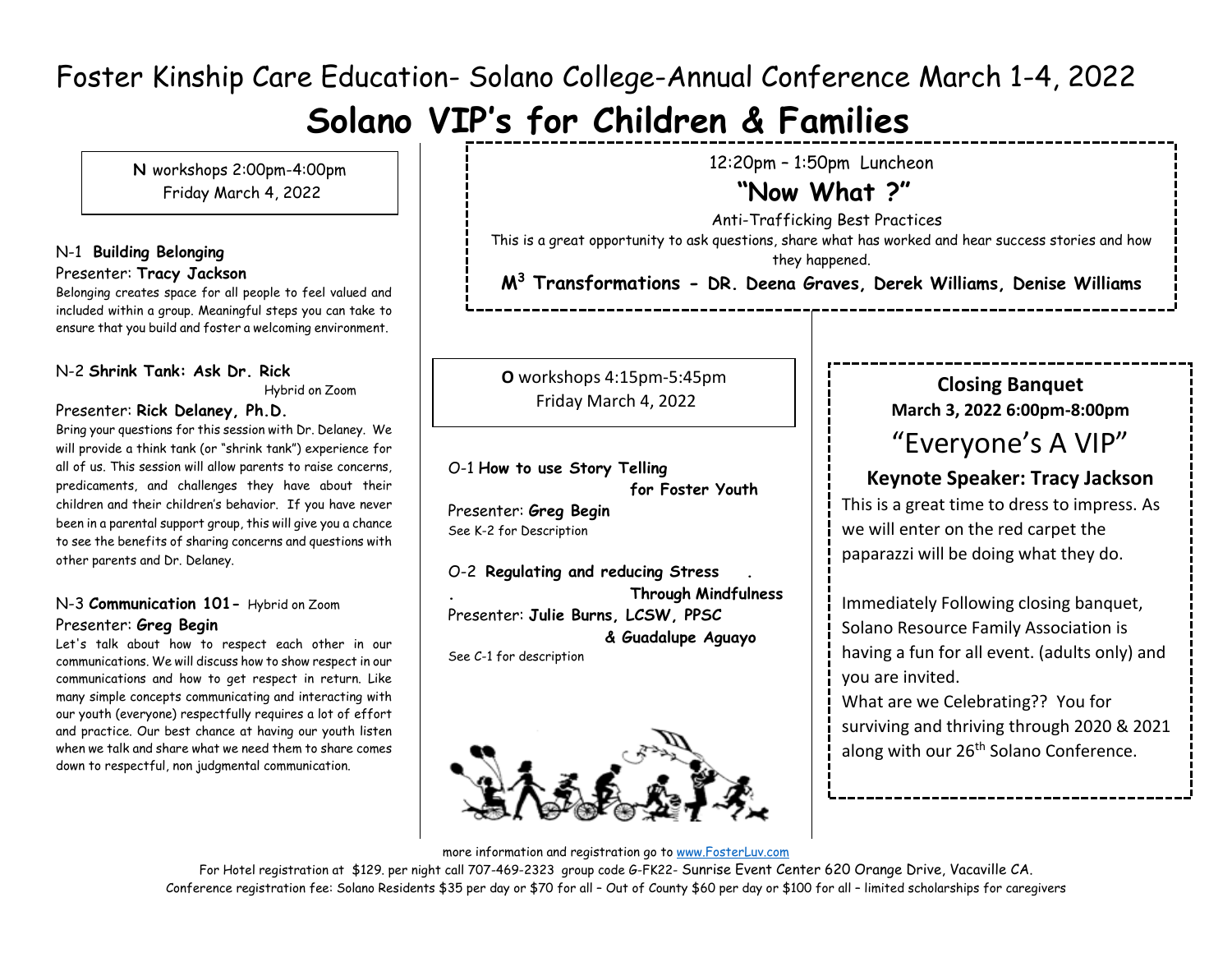Foster Kinship Care Education- Solano College-Annual Conference March 1-4, 2022

# Solano VIP's for Children & Families

**N** workshops 2:00pm-4:00pm
Friday March 4, 2022

N-1 **Building Belonging**
Presenter: **Tracy Jackson**
Belonging creates space for all people to feel valued and included within a group. Meaningful steps you can take to ensure that you build and foster a welcoming environment.

N-2 **Shrink Tank: Ask Dr. Rick**
Hybrid on Zoom
Presenter: **Rick Delaney, Ph.D.**
Bring your questions for this session with Dr. Delaney. We will provide a think tank (or "shrink tank") experience for all of us. This session will allow parents to raise concerns, predicaments, and challenges they have about their children and their children's behavior. If you have never been in a parental support group, this will give you a chance to see the benefits of sharing concerns and questions with other parents and Dr. Delaney.

N-3 **Communication 101-** Hybrid on Zoom
Presenter: **Greg Begin**
Let's talk about how to respect each other in our communications. We will discuss how to show respect in our communications and how to get respect in return. Like many simple concepts communicating and interacting with our youth (everyone) respectfully requires a lot of effort and practice. Our best chance at having our youth listen when we talk and share what we need them to share comes down to respectful, non judgmental communication.

12:20pm – 1:50pm Luncheon

## "Now What ?"

Anti-Trafficking Best Practices
This is a great opportunity to ask questions, share what has worked and hear success stories and how they happened.

**$M^3$ Transformations - DR. Deena Graves, Derek Williams, Denise Williams**

**O** workshops 4:15pm-5:45pm
Friday March 4, 2022

O-1 **How to use Story Telling for Foster Youth**
Presenter: **Greg Begin**
See K-2 for Description

O-2 **Regulating and reducing Stress Through Mindfulness**
Presenter: **Julie Burns, LCSW, PPSC & Guadalupe Aguayo**
See C-1 for description

**Closing Banquet**
**March 3, 2022 6:00pm-8:00pm**

"Everyone's A VIP"

**Keynote Speaker: Tracy Jackson**

This is a great time to dress to impress. As we will enter on the red carpet the paparazzi will be doing what they do.

Immediately Following closing banquet, Solano Resource Family Association is having a fun for all event. (adults only) and you are invited.
What are we Celebrating?? You for surviving and thriving through 2020 & 2021 along with our 26th Solano Conference.

more information and registration go to www.FosterLuv.com
For Hotel registration at $129. per night call 707-469-2323 group code G-FK22- Sunrise Event Center 620 Orange Drive, Vacaville CA.
Conference registration fee: Solano Residents $35 per day or $70 for all – Out of County $60 per day or $100 for all – limited scholarships for caregivers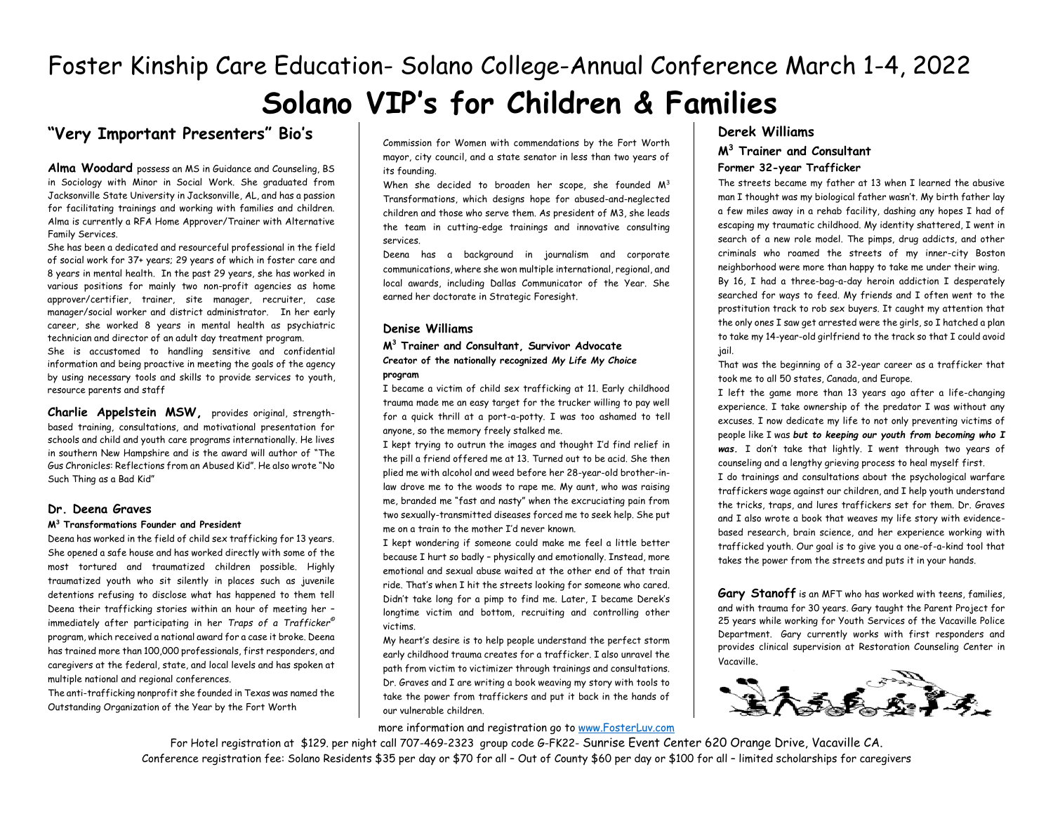# Foster Kinship Care Education- Solano College-Annual Conference March 1-4, 2022

# Solano VIP's for Children & Families

## "Very Important Presenters" Bio's

**Alma Woodard** possess an MS in Guidance and Counseling, BS in Sociology with Minor in Social Work. She graduated from Jacksonville State University in Jacksonville, AL, and has a passion for facilitating trainings and working with families and children. Alma is currently a RFA Home Approver/Trainer with Alternative Family Services.

She has been a dedicated and resourceful professional in the field of social work for 37+ years; 29 years of which in foster care and 8 years in mental health. In the past 29 years, she has worked in various positions for mainly two non-profit agencies as home approver/certifier, trainer, site manager, recruiter, case manager/social worker and district administrator. In her early career, she worked 8 years in mental health as psychiatric technician and director of an adult day treatment program.

She is accustomed to handling sensitive and confidential information and being proactive in meeting the goals of the agency by using necessary tools and skills to provide services to youth, resource parents and staff

**Charlie Appelstein MSW,** provides original, strength-based training, consultations, and motivational presentation for schools and child and youth care programs internationally. He lives in southern New Hampshire and is the award will author of "The Gus Chronicles: Reflections from an Abused Kid". He also wrote "No Such Thing as a Bad Kid"

### Dr. Deena Graves

**M3 Transformations Founder and President**

Deena has worked in the field of child sex trafficking for 13 years. She opened a safe house and has worked directly with some of the most tortured and traumatized children possible. Highly traumatized youth who sit silently in places such as juvenile detentions refusing to disclose what has happened to them tell Deena their trafficking stories within an hour of meeting her – immediately after participating in her *Traps of a Trafficker©* program, which received a national award for a case it broke. Deena has trained more than 100,000 professionals, first responders, and caregivers at the federal, state, and local levels and has spoken at multiple national and regional conferences.

The anti-trafficking nonprofit she founded in Texas was named the Outstanding Organization of the Year by the Fort Worth Commission for Women with commendations by the Fort Worth mayor, city council, and a state senator in less than two years of its founding.

When she decided to broaden her scope, she founded M3 Transformations, which designs hope for abused-and-neglected children and those who serve them. As president of M3, she leads the team in cutting-edge trainings and innovative consulting services.

Deena has a background in journalism and corporate communications, where she won multiple international, regional, and local awards, including Dallas Communicator of the Year. She earned her doctorate in Strategic Foresight.

### Denise Williams

**M3 Trainer and Consultant, Survivor Advocate**

**Creator of the nationally recognized *My Life My Choice* program**

I became a victim of child sex trafficking at 11. Early childhood trauma made me an easy target for the trucker willing to pay well for a quick thrill at a port-a-potty. I was too ashamed to tell anyone, so the memory freely stalked me.

I kept trying to outrun the images and thought I'd find relief in the pill a friend offered me at 13. Turned out to be acid. She then plied me with alcohol and weed before her 28-year-old brother-in-law drove me to the woods to rape me. My aunt, who was raising me, branded me "fast and nasty" when the excruciating pain from two sexually-transmitted diseases forced me to seek help. She put me on a train to the mother I'd never known.

I kept wondering if someone could make me feel a little better because I hurt so badly – physically and emotionally. Instead, more emotional and sexual abuse waited at the other end of that train ride. That's when I hit the streets looking for someone who cared. Didn't take long for a pimp to find me. Later, I became Derek's longtime victim and bottom, recruiting and controlling other victims.

My heart's desire is to help people understand the perfect storm early childhood trauma creates for a trafficker. I also unravel the path from victim to victimizer through trainings and consultations. Dr. Graves and I are writing a book weaving my story with tools to take the power from traffickers and put it back in the hands of our vulnerable children.

### Derek Williams

**M3 Trainer and Consultant**

**Former 32-year Trafficker**

The streets became my father at 13 when I learned the abusive man I thought was my biological father wasn't. My birth father lay a few miles away in a rehab facility, dashing any hopes I had of escaping my traumatic childhood. My identity shattered, I went in search of a new role model. The pimps, drug addicts, and other criminals who roamed the streets of my inner-city Boston neighborhood were more than happy to take me under their wing.

By 16, I had a three-bag-a-day heroin addiction I desperately searched for ways to feed. My friends and I often went to the prostitution track to rob sex buyers. It caught my attention that the only ones I saw get arrested were the girls, so I hatched a plan to take my 14-year-old girlfriend to the track so that I could avoid jail.

That was the beginning of a 32-year career as a trafficker that took me to all 50 states, Canada, and Europe.

I left the game more than 13 years ago after a life-changing experience. I take ownership of the predator I was without any excuses. I now dedicate my life to not only preventing victims of people like I was ***but to keeping our youth from becoming who I was.*** I don't take that lightly. I went through two years of counseling and a lengthy grieving process to heal myself first.

I do trainings and consultations about the psychological warfare traffickers wage against our children, and I help youth understand the tricks, traps, and lures traffickers set for them. Dr. Graves and I also wrote a book that weaves my life story with evidence-based research, brain science, and her experience working with trafficked youth. Our goal is to give you a one-of-a-kind tool that takes the power from the streets and puts it in your hands.

**Gary Stanoff** is an MFT who has worked with teens, families, and with trauma for 30 years. Gary taught the Parent Project for 25 years while working for Youth Services of the Vacaville Police Department. Gary currently works with first responders and provides clinical supervision at Restoration Counseling Center in Vacaville.

more information and registration go to www.FosterLuv.com

For Hotel registration at $129. per night call 707-469-2323 group code G-FK22- Sunrise Event Center 620 Orange Drive, Vacaville CA.

Conference registration fee: Solano Residents $35 per day or $70 for all – Out of County $60 per day or $100 for all – limited scholarships for caregivers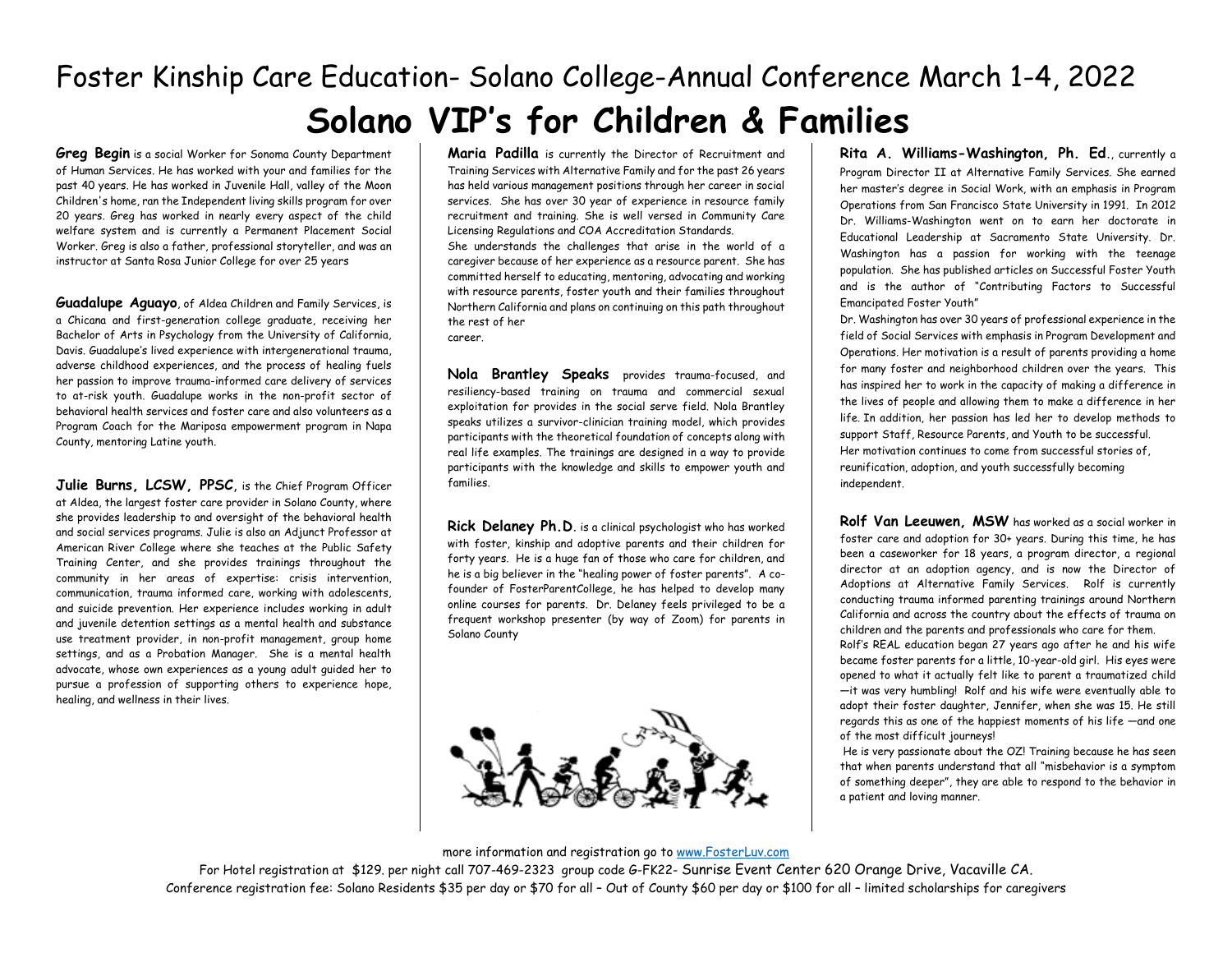Foster Kinship Care Education- Solano College-Annual Conference March 1-4, 2022

# Solano VIP's for Children & Families

**Greg Begin** is a social Worker for Sonoma County Department of Human Services. He has worked with your and families for the past 40 years. He has worked in Juvenile Hall, valley of the Moon Children's home, ran the Independent living skills program for over 20 years. Greg has worked in nearly every aspect of the child welfare system and is currently a Permanent Placement Social Worker. Greg is also a father, professional storyteller, and was an instructor at Santa Rosa Junior College for over 25 years

**Guadalupe Aguayo**, of Aldea Children and Family Services, is a Chicana and first-generation college graduate, receiving her Bachelor of Arts in Psychology from the University of California, Davis. Guadalupe's lived experience with intergenerational trauma, adverse childhood experiences, and the process of healing fuels her passion to improve trauma-informed care delivery of services to at-risk youth. Guadalupe works in the non-profit sector of behavioral health services and foster care and also volunteers as a Program Coach for the Mariposa empowerment program in Napa County, mentoring Latine youth.

**Julie Burns, LCSW, PPSC**, is the Chief Program Officer at Aldea, the largest foster care provider in Solano County, where she provides leadership to and oversight of the behavioral health and social services programs. Julie is also an Adjunct Professor at American River College where she teaches at the Public Safety Training Center, and she provides trainings throughout the community in her areas of expertise: crisis intervention, communication, trauma informed care, working with adolescents, and suicide prevention. Her experience includes working in adult and juvenile detention settings as a mental health and substance use treatment provider, in non-profit management, group home settings, and as a Probation Manager. She is a mental health advocate, whose own experiences as a young adult guided her to pursue a profession of supporting others to experience hope, healing, and wellness in their lives.

**Maria Padilla** is currently the Director of Recruitment and Training Services with Alternative Family and for the past 26 years has held various management positions through her career in social services. She has over 30 year of experience in resource family recruitment and training. She is well versed in Community Care Licensing Regulations and COA Accreditation Standards.
She understands the challenges that arise in the world of a caregiver because of her experience as a resource parent. She has committed herself to educating, mentoring, advocating and working with resource parents, foster youth and their families throughout Northern California and plans on continuing on this path throughout the rest of her
career.

**Nola Brantley Speaks** provides trauma-focused, and resiliency-based training on trauma and commercial sexual exploitation for provides in the social serve field. Nola Brantley speaks utilizes a survivor-clinician training model, which provides participants with the theoretical foundation of concepts along with real life examples. The trainings are designed in a way to provide participants with the knowledge and skills to empower youth and families.

**Rick Delaney Ph.D.** is a clinical psychologist who has worked with foster, kinship and adoptive parents and their children for forty years. He is a huge fan of those who care for children, and he is a big believer in the "healing power of foster parents". A co-founder of FosterParentCollege, he has helped to develop many online courses for parents. Dr. Delaney feels privileged to be a frequent workshop presenter (by way of Zoom) for parents in Solano County

**Rita A. Williams-Washington, Ph. Ed.**, currently a Program Director II at Alternative Family Services. She earned her master's degree in Social Work, with an emphasis in Program Operations from San Francisco State University in 1991. In 2012 Dr. Williams-Washington went on to earn her doctorate in Educational Leadership at Sacramento State University. Dr. Washington has a passion for working with the teenage population. She has published articles on Successful Foster Youth and is the author of "Contributing Factors to Successful Emancipated Foster Youth"
Dr. Washington has over 30 years of professional experience in the field of Social Services with emphasis in Program Development and Operations. Her motivation is a result of parents providing a home for many foster and neighborhood children over the years. This has inspired her to work in the capacity of making a difference in the lives of people and allowing them to make a difference in her life. In addition, her passion has led her to develop methods to support Staff, Resource Parents, and Youth to be successful.
Her motivation continues to come from successful stories of, reunification, adoption, and youth successfully becoming independent.

**Rolf Van Leeuwen, MSW** has worked as a social worker in foster care and adoption for 30+ years. During this time, he has been a caseworker for 18 years, a program director, a regional director at an adoption agency, and is now the Director of Adoptions at Alternative Family Services. Rolf is currently conducting trauma informed parenting trainings around Northern California and across the country about the effects of trauma on children and the parents and professionals who care for them.
Rolf's REAL education began 27 years ago after he and his wife became foster parents for a little, 10-year-old girl. His eyes were opened to what it actually felt like to parent a traumatized child—it was very humbling! Rolf and his wife were eventually able to adopt their foster daughter, Jennifer, when she was 15. He still regards this as one of the happiest moments of his life —and one of the most difficult journeys!
He is very passionate about the OZ! Training because he has seen that when parents understand that all "misbehavior is a symptom of something deeper", they are able to respond to the behavior in a patient and loving manner.

more information and registration go to www.FosterLuv.com

For Hotel registration at $129. per night call 707-469-2323 group code G-FK22- Sunrise Event Center 620 Orange Drive, Vacaville CA.

Conference registration fee: Solano Residents $35 per day or $70 for all – Out of County $60 per day or $100 for all – limited scholarships for caregivers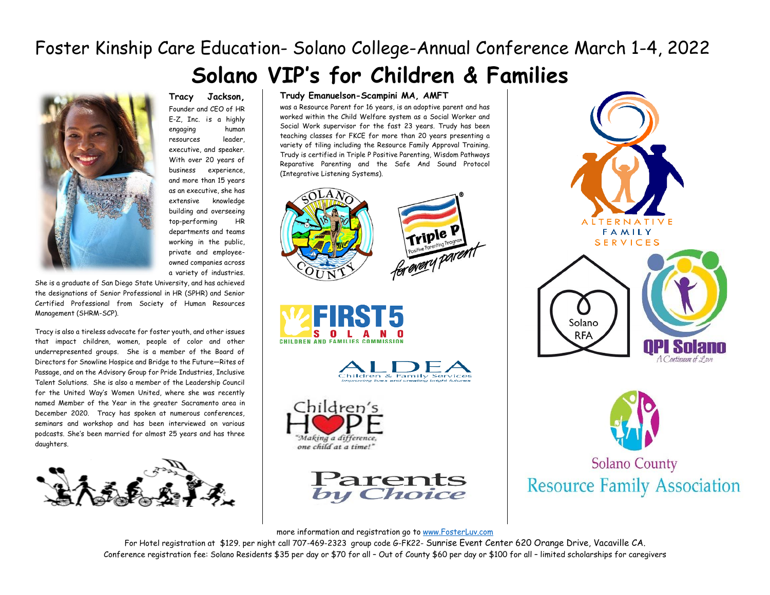Foster Kinship Care Education- Solano College-Annual Conference March 1-4, 2022

# Solano VIP's for Children & Families

**Tracy Jackson,** Founder and CEO of HR E-Z, Inc. is a highly engaging human resources leader, executive, and speaker. With over 20 years of business experience, and more than 15 years as an executive, she has extensive knowledge building and overseeing top-performing HR departments and teams working in the public, private and employee-owned companies across a variety of industries. She is a graduate of San Diego State University, and has achieved the designations of Senior Professional in HR (SPHR) and Senior Certified Professional from Society of Human Resources Management (SHRM-SCP).

Tracy is also a tireless advocate for foster youth, and other issues that impact children, women, people of color and other underrepresented groups. She is a member of the Board of Directors for Snowline Hospice and Bridge to the Future—Rites of Passage, and on the Advisory Group for Pride Industries, Inclusive Talent Solutions. She is also a member of the Leadership Council for the United Way's Women United, where she was recently named Member of the Year in the greater Sacramento area in December 2020. Tracy has spoken at numerous conferences, seminars and workshop and has been interviewed on various podcasts. She's been married for almost 25 years and has three daughters.

**Trudy Emanuelson-Scampini MA, AMFT** was a Resource Parent for 16 years, is an adoptive parent and has worked within the Child Welfare system as a Social Worker and Social Work supervisor for the fast 23 years. Trudy has been teaching classes for FKCE for more than 20 years presenting a variety of tiling including the Resource Family Approval Training. Trudy is certified in Triple P Positive Parenting, Wisdom Pathways Reparative Parenting and the Safe And Sound Protocol (Integrative Listening Systems).

more information and registration go to www.FosterLuv.com

For Hotel registration at $129. per night call 707-469-2323 group code G-FK22- Sunrise Event Center 620 Orange Drive, Vacaville CA.

Conference registration fee: Solano Residents $35 per day or $70 for all – Out of County $60 per day or $100 for all – limited scholarships for caregivers